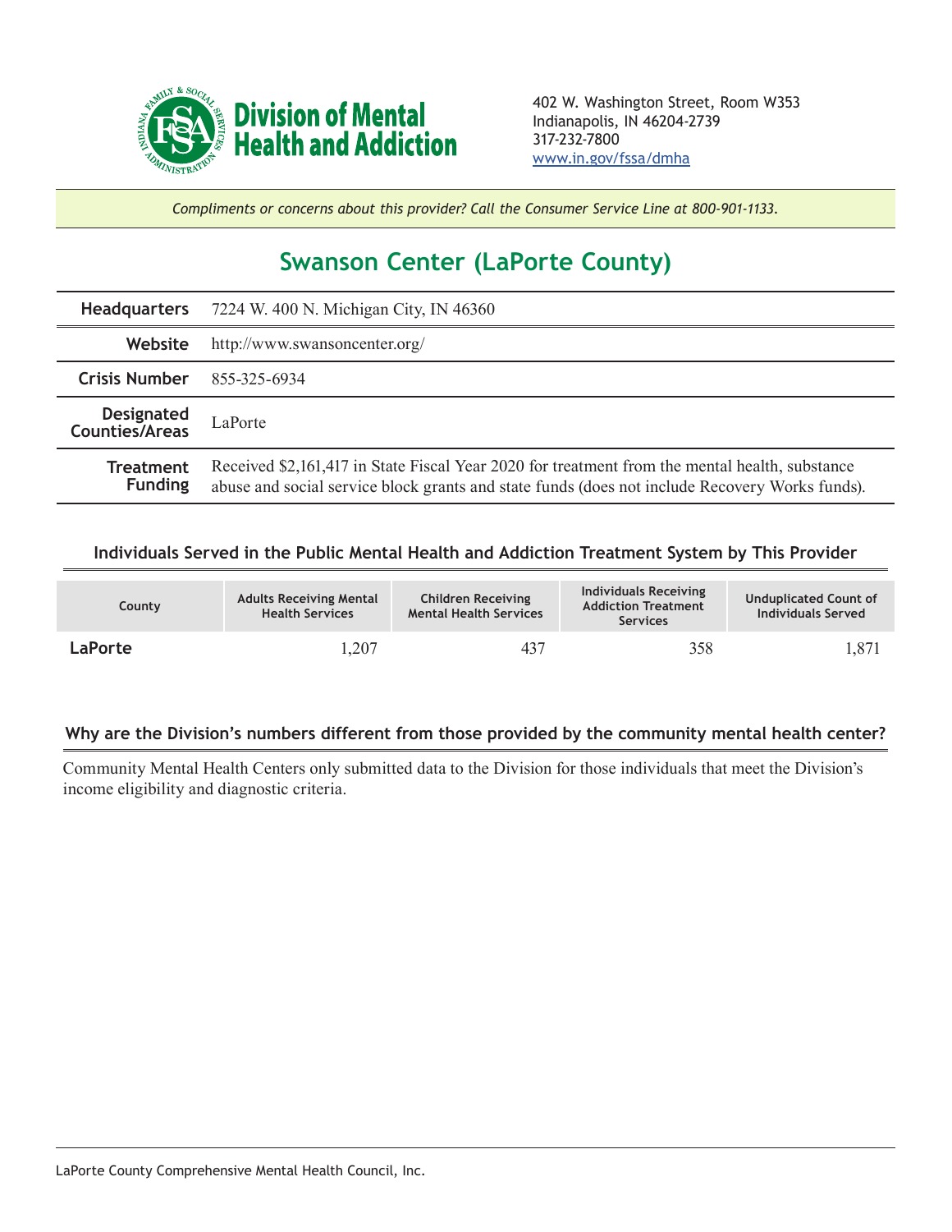**Division of Mental Health and Addiction**

402 W. Washington Street, Room W353
Indianapolis, IN 46204-2739
317-232-7800
www.in.gov/fssa/dmha

*Compliments or concerns about this provider? Call the Consumer Service Line at 800-901-1133.*

# Swanson Center (LaPorte County)

| | |
|---|---|
| **Headquarters** | 7224 W. 400 N. Michigan City, IN 46360 |
| **Website** | http://www.swansoncenter.org/ |
| **Crisis Number** | 855-325-6934 |
| **Designated Counties/Areas** | LaPorte |
| **Treatment Funding** | Received $2,161,417 in State Fiscal Year 2020 for treatment from the mental health, substance abuse and social service block grants and state funds (does not include Recovery Works funds). |

## Individuals Served in the Public Mental Health and Addiction Treatment System by This Provider

| County | Adults Receiving Mental Health Services | Children Receiving Mental Health Services | Individuals Receiving Addiction Treatment Services | Unduplicated Count of Individuals Served |
|---|---|---|---|---|
| **LaPorte** | 1,207 | 437 | 358 | 1,871 |

## Why are the Division's numbers different from those provided by the community mental health center?

Community Mental Health Centers only submitted data to the Division for those individuals that meet the Division's income eligibility and diagnostic criteria.

LaPorte County Comprehensive Mental Health Council, Inc.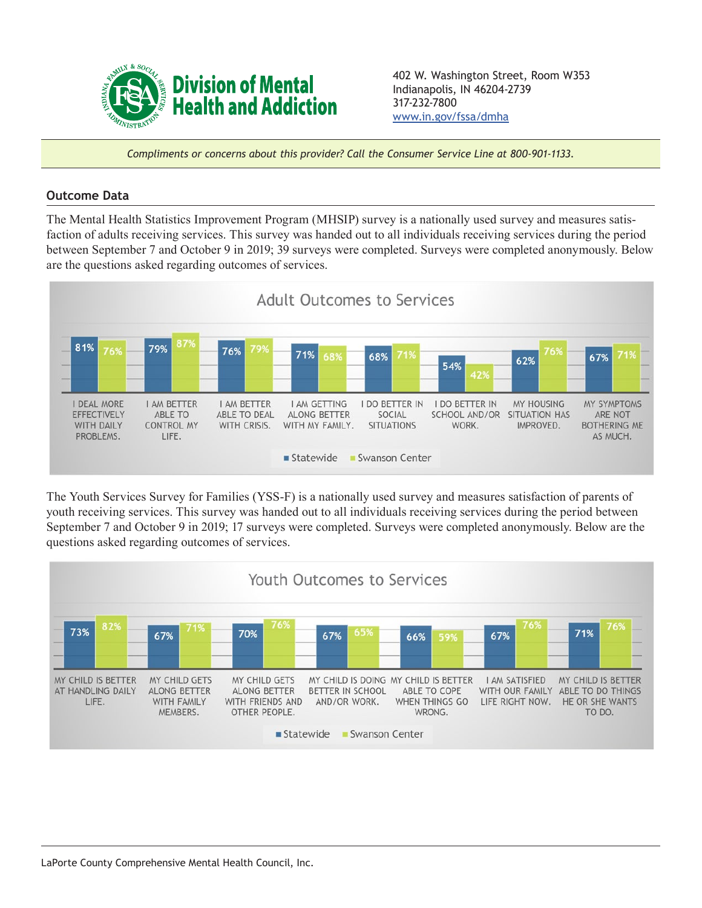Division of Mental Health and Addiction

402 W. Washington Street, Room W353
Indianapolis, IN 46204-2739
317-232-7800
www.in.gov/fssa/dmha

*Compliments or concerns about this provider? Call the Consumer Service Line at 800-901-1133.*

## Outcome Data

The Mental Health Statistics Improvement Program (MHSIP) survey is a nationally used survey and measures satisfaction of adults receiving services. This survey was handed out to all individuals receiving services during the period between September 7 and October 9 in 2019; 39 surveys were completed. Surveys were completed anonymously. Below are the questions asked regarding outcomes of services.

Adult Outcomes to Services

I DEAL MORE EFFECTIVELY WITH DAILY PROBLEMS. 81% 76%
I AM BETTER ABLE TO CONTROL MY LIFE. 79% 87%
I AM BETTER ABLE TO DEAL WITH CRISIS. 76% 79%
I AM GETTING ALONG BETTER WITH MY FAMILY. 71% 68%
I DO BETTER IN SOCIAL SITUATIONS 68% 71%
I DO BETTER IN SCHOOL AND/OR WORK. 54% 42%
MY HOUSING SITUATION HAS IMPROVED. 62% 76%
MY SYMPTOMS ARE NOT BOTHERING ME AS MUCH. 67% 71%

Statewide
Swanson Center

The Youth Services Survey for Families (YSS-F) is a nationally used survey and measures satisfaction of parents of youth receiving services. This survey was handed out to all individuals receiving services during the period between September 7 and October 9 in 2019; 17 surveys were completed. Surveys were completed anonymously. Below are the questions asked regarding outcomes of services.

Youth Outcomes to Services

MY CHILD IS BETTER AT HANDLING DAILY LIFE. 73% 82%
MY CHILD GETS ALONG BETTER WITH FAMILY MEMBERS. 67% 71%
MY CHILD GETS ALONG BETTER WITH FRIENDS AND OTHER PEOPLE. 70% 76%
MY CHILD IS DOING BETTER IN SCHOOL AND/OR WORK. 67% 65%
MY CHILD IS BETTER ABLE TO COPE WHEN THINGS GO WRONG. 66% 59%
I AM SATISFIED WITH OUR FAMILY LIFE RIGHT NOW. 67% 76%
MY CHILD IS BETTER ABLE TO DO THINGS HE OR SHE WANTS TO DO. 71% 76%

Statewide
Swanson Center

LaPorte County Comprehensive Mental Health Council, Inc.